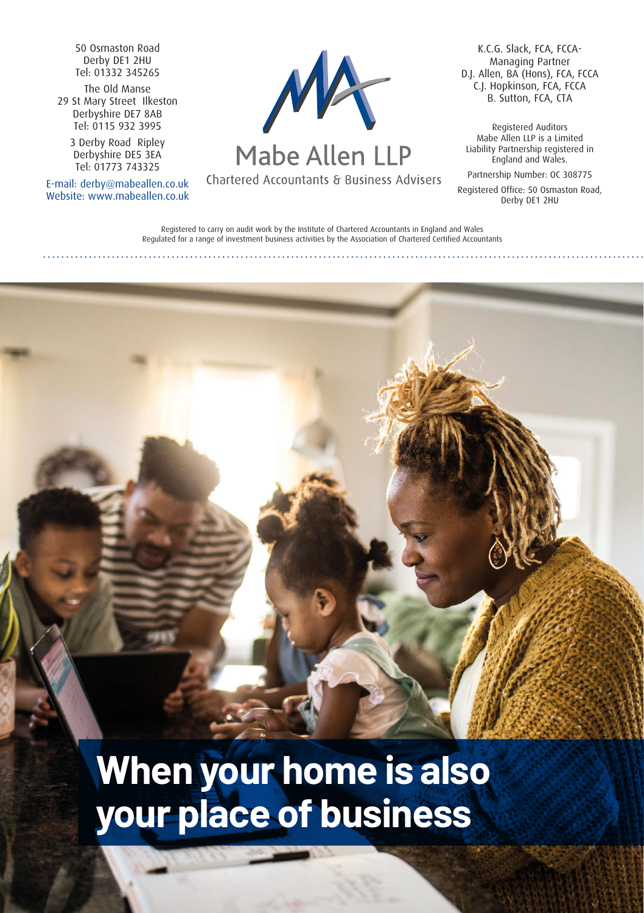50 Osmaston Road
Derby DE1 2HU
Tel: 01332 345265

The Old Manse
29 St Mary Street Ilkeston
Derbyshire DE7 8AB
Tel: 0115 932 3995

3 Derby Road Ripley
Derbyshire DE5 3EA
Tel: 01773 743325

E-mail: derby@mabeallen.co.uk
Website: www.mabeallen.co.uk

# Mabe Allen LLP

Chartered Accountants & Business Advisers

K.C.G. Slack, FCA, FCCA-
Managing Partner
D.J. Allen, BA (Hons), FCA, FCCA
C.J. Hopkinson, FCA, FCCA
B. Sutton, FCA, CTA

Registered Auditors
Mabe Allen LLP is a Limited Liability Partnership registered in England and Wales.

Partnership Number: OC 308775

Registered Office: 50 Osmaston Road, Derby DE1 2HU

Registered to carry on audit work by the Institute of Chartered Accountants in England and Wales
Regulated for a range of investment business activities by the Association of Chartered Certified Accountants

# When your home is also your place of business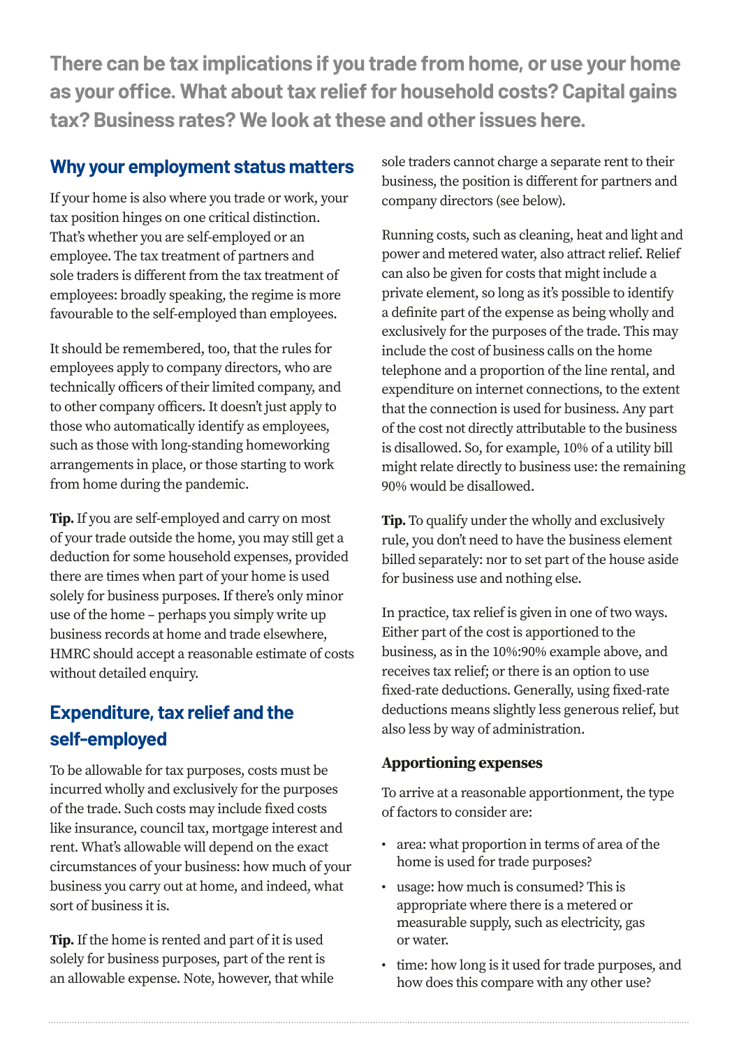**There can be tax implications if you trade from home, or use your home as your office. What about tax relief for household costs? Capital gains tax? Business rates? We look at these and other issues here.**

## Why your employment status matters

If your home is also where you trade or work, your tax position hinges on one critical distinction. That's whether you are self-employed or an employee. The tax treatment of partners and sole traders is different from the tax treatment of employees: broadly speaking, the regime is more favourable to the self-employed than employees.

It should be remembered, too, that the rules for employees apply to company directors, who are technically officers of their limited company, and to other company officers. It doesn't just apply to those who automatically identify as employees, such as those with long-standing homeworking arrangements in place, or those starting to work from home during the pandemic.

**Tip.** If you are self-employed and carry on most of your trade outside the home, you may still get a deduction for some household expenses, provided there are times when part of your home is used solely for business purposes. If there's only minor use of the home – perhaps you simply write up business records at home and trade elsewhere, HMRC should accept a reasonable estimate of costs without detailed enquiry.

## Expenditure, tax relief and the self-employed

To be allowable for tax purposes, costs must be incurred wholly and exclusively for the purposes of the trade. Such costs may include fixed costs like insurance, council tax, mortgage interest and rent. What's allowable will depend on the exact circumstances of your business: how much of your business you carry out at home, and indeed, what sort of business it is.

**Tip.** If the home is rented and part of it is used solely for business purposes, part of the rent is an allowable expense. Note, however, that while sole traders cannot charge a separate rent to their business, the position is different for partners and company directors (see below).

Running costs, such as cleaning, heat and light and power and metered water, also attract relief. Relief can also be given for costs that might include a private element, so long as it's possible to identify a definite part of the expense as being wholly and exclusively for the purposes of the trade. This may include the cost of business calls on the home telephone and a proportion of the line rental, and expenditure on internet connections, to the extent that the connection is used for business. Any part of the cost not directly attributable to the business is disallowed. So, for example, 10% of a utility bill might relate directly to business use: the remaining 90% would be disallowed.

**Tip.** To qualify under the wholly and exclusively rule, you don't need to have the business element billed separately: nor to set part of the house aside for business use and nothing else.

In practice, tax relief is given in one of two ways. Either part of the cost is apportioned to the business, as in the 10%:90% example above, and receives tax relief; or there is an option to use fixed-rate deductions. Generally, using fixed-rate deductions means slightly less generous relief, but also less by way of administration.

### Apportioning expenses

To arrive at a reasonable apportionment, the type of factors to consider are:

- area: what proportion in terms of area of the home is used for trade purposes?
- usage: how much is consumed? This is appropriate where there is a metered or measurable supply, such as electricity, gas or water.
- time: how long is it used for trade purposes, and how does this compare with any other use?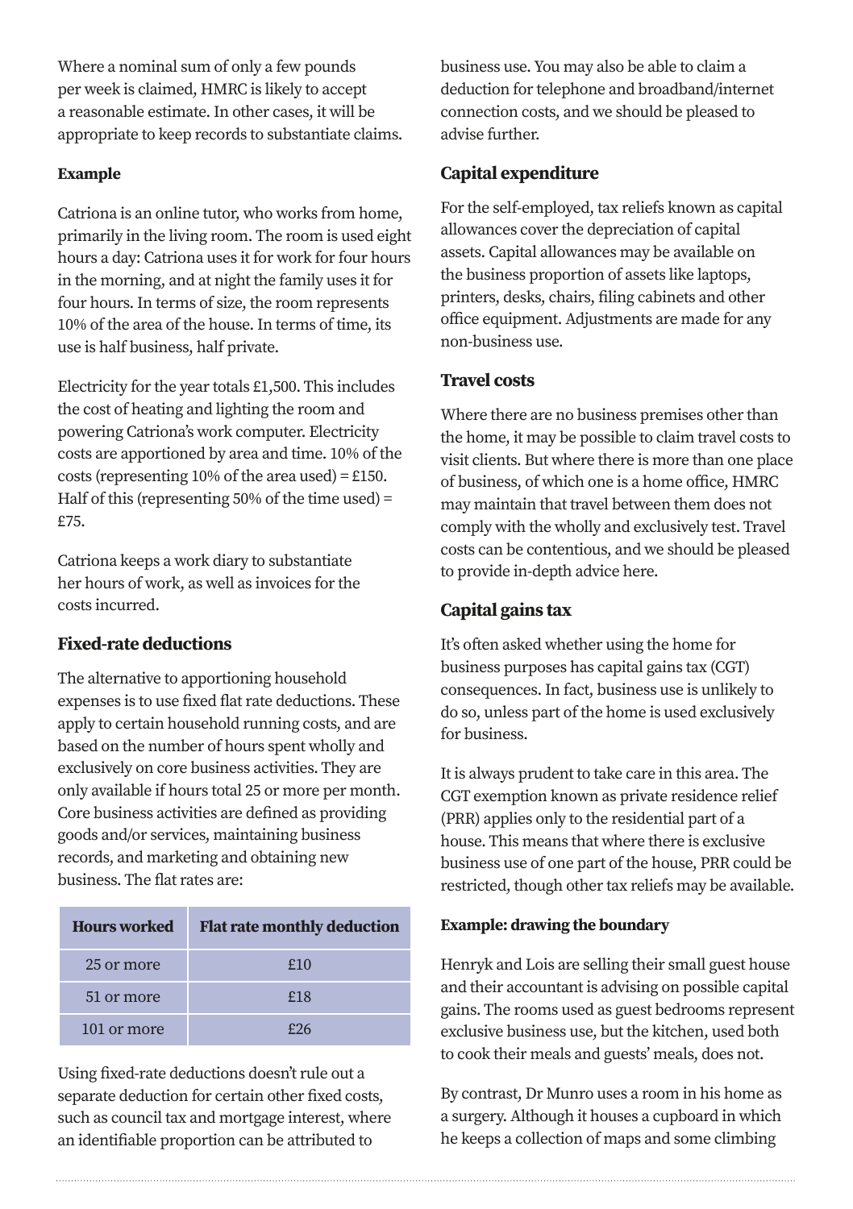Where a nominal sum of only a few pounds per week is claimed, HMRC is likely to accept a reasonable estimate. In other cases, it will be appropriate to keep records to substantiate claims.

**Example**

Catriona is an online tutor, who works from home, primarily in the living room. The room is used eight hours a day: Catriona uses it for work for four hours in the morning, and at night the family uses it for four hours. In terms of size, the room represents 10% of the area of the house. In terms of time, its use is half business, half private.

Electricity for the year totals £1,500. This includes the cost of heating and lighting the room and powering Catriona's work computer. Electricity costs are apportioned by area and time. 10% of the costs (representing 10% of the area used) = £150. Half of this (representing 50% of the time used) = £75.

Catriona keeps a work diary to substantiate her hours of work, as well as invoices for the costs incurred.

## Fixed-rate deductions

The alternative to apportioning household expenses is to use fixed flat rate deductions. These apply to certain household running costs, and are based on the number of hours spent wholly and exclusively on core business activities. They are only available if hours total 25 or more per month. Core business activities are defined as providing goods and/or services, maintaining business records, and marketing and obtaining new business. The flat rates are:

| Hours worked | Flat rate monthly deduction |
| --- | --- |
| 25 or more | £10 |
| 51 or more | £18 |
| 101 or more | £26 |

Using fixed-rate deductions doesn't rule out a separate deduction for certain other fixed costs, such as council tax and mortgage interest, where an identifiable proportion can be attributed to business use. You may also be able to claim a deduction for telephone and broadband/internet connection costs, and we should be pleased to advise further.

## Capital expenditure

For the self-employed, tax reliefs known as capital allowances cover the depreciation of capital assets. Capital allowances may be available on the business proportion of assets like laptops, printers, desks, chairs, filing cabinets and other office equipment. Adjustments are made for any non-business use.

## Travel costs

Where there are no business premises other than the home, it may be possible to claim travel costs to visit clients. But where there is more than one place of business, of which one is a home office, HMRC may maintain that travel between them does not comply with the wholly and exclusively test. Travel costs can be contentious, and we should be pleased to provide in-depth advice here.

## Capital gains tax

It's often asked whether using the home for business purposes has capital gains tax (CGT) consequences. In fact, business use is unlikely to do so, unless part of the home is used exclusively for business.

It is always prudent to take care in this area. The CGT exemption known as private residence relief (PRR) applies only to the residential part of a house. This means that where there is exclusive business use of one part of the house, PRR could be restricted, though other tax reliefs may be available.

**Example: drawing the boundary**

Henryk and Lois are selling their small guest house and their accountant is advising on possible capital gains. The rooms used as guest bedrooms represent exclusive business use, but the kitchen, used both to cook their meals and guests' meals, does not.

By contrast, Dr Munro uses a room in his home as a surgery. Although it houses a cupboard in which he keeps a collection of maps and some climbing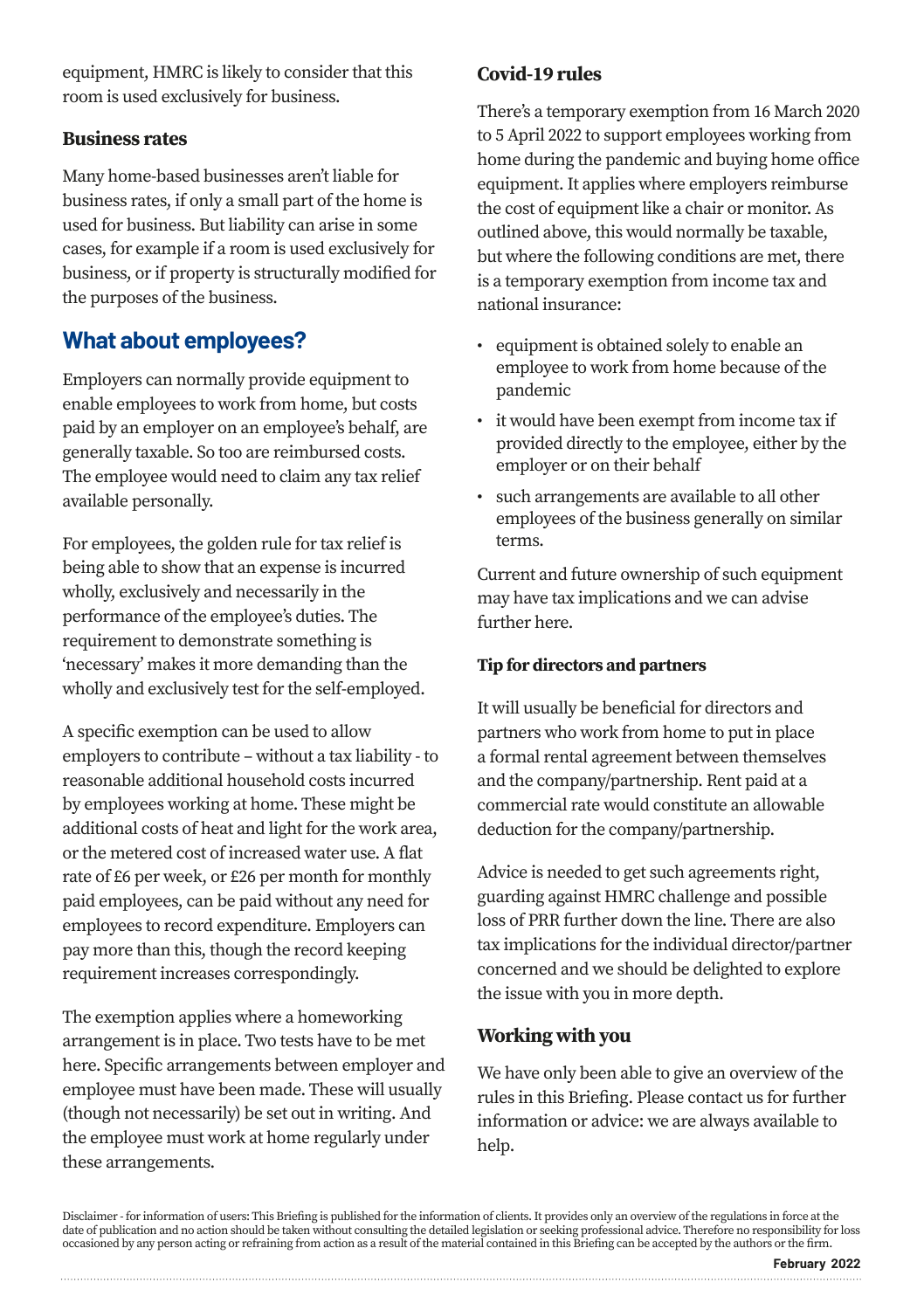equipment, HMRC is likely to consider that this room is used exclusively for business.

### Business rates

Many home-based businesses aren't liable for business rates, if only a small part of the home is used for business. But liability can arise in some cases, for example if a room is used exclusively for business, or if property is structurally modified for the purposes of the business.

## What about employees?

Employers can normally provide equipment to enable employees to work from home, but costs paid by an employer on an employee's behalf, are generally taxable. So too are reimbursed costs. The employee would need to claim any tax relief available personally.

For employees, the golden rule for tax relief is being able to show that an expense is incurred wholly, exclusively and necessarily in the performance of the employee's duties. The requirement to demonstrate something is 'necessary' makes it more demanding than the wholly and exclusively test for the self-employed.

A specific exemption can be used to allow employers to contribute – without a tax liability - to reasonable additional household costs incurred by employees working at home. These might be additional costs of heat and light for the work area, or the metered cost of increased water use. A flat rate of £6 per week, or £26 per month for monthly paid employees, can be paid without any need for employees to record expenditure. Employers can pay more than this, though the record keeping requirement increases correspondingly.

The exemption applies where a homeworking arrangement is in place. Two tests have to be met here. Specific arrangements between employer and employee must have been made. These will usually (though not necessarily) be set out in writing. And the employee must work at home regularly under these arrangements.

### Covid-19 rules

There's a temporary exemption from 16 March 2020 to 5 April 2022 to support employees working from home during the pandemic and buying home office equipment. It applies where employers reimburse the cost of equipment like a chair or monitor. As outlined above, this would normally be taxable, but where the following conditions are met, there is a temporary exemption from income tax and national insurance:

- equipment is obtained solely to enable an employee to work from home because of the pandemic
- it would have been exempt from income tax if provided directly to the employee, either by the employer or on their behalf
- such arrangements are available to all other employees of the business generally on similar terms.

Current and future ownership of such equipment may have tax implications and we can advise further here.

### Tip for directors and partners

It will usually be beneficial for directors and partners who work from home to put in place a formal rental agreement between themselves and the company/partnership. Rent paid at a commercial rate would constitute an allowable deduction for the company/partnership.

Advice is needed to get such agreements right, guarding against HMRC challenge and possible loss of PRR further down the line. There are also tax implications for the individual director/partner concerned and we should be delighted to explore the issue with you in more depth.

### Working with you

We have only been able to give an overview of the rules in this Briefing. Please contact us for further information or advice: we are always available to help.

Disclaimer - for information of users: This Briefing is published for the information of clients. It provides only an overview of the regulations in force at the date of publication and no action should be taken without consulting the detailed legislation or seeking professional advice. Therefore no responsibility for loss occasioned by any person acting or refraining from action as a result of the material contained in this Briefing can be accepted by the authors or the firm.

**February 2022**